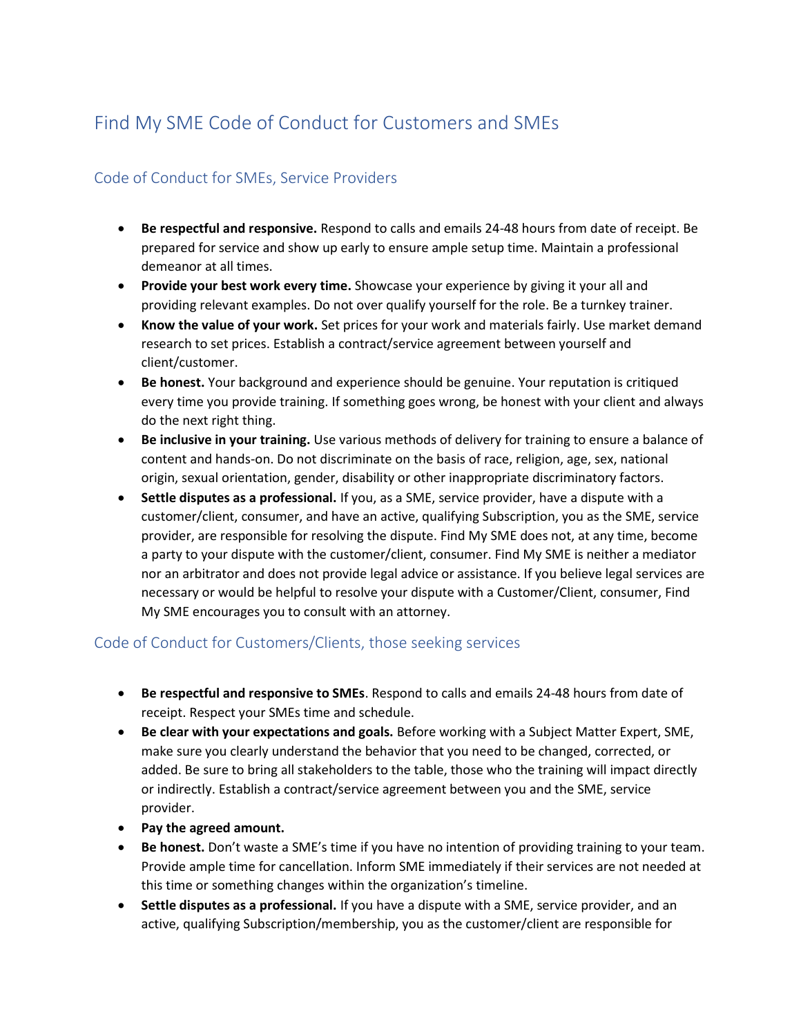# Find My SME Code of Conduct for Customers and SMEs

## Code of Conduct for SMEs, Service Providers

- **Be respectful and responsive.** Respond to calls and emails 24-48 hours from date of receipt. Be prepared for service and show up early to ensure ample setup time. Maintain a professional demeanor at all times.
- **Provide your best work every time.** Showcase your experience by giving it your all and providing relevant examples. Do not over qualify yourself for the role. Be a turnkey trainer.
- **Know the value of your work.** Set prices for your work and materials fairly. Use market demand research to set prices. Establish a contract/service agreement between yourself and client/customer.
- **Be honest.** Your background and experience should be genuine. Your reputation is critiqued every time you provide training. If something goes wrong, be honest with your client and always do the next right thing.
- **Be inclusive in your training.** Use various methods of delivery for training to ensure a balance of content and hands-on. Do not discriminate on the basis of race, religion, age, sex, national origin, sexual orientation, gender, disability or other inappropriate discriminatory factors.
- **Settle disputes as a professional.** If you, as a SME, service provider, have a dispute with a customer/client, consumer, and have an active, qualifying Subscription, you as the SME, service provider, are responsible for resolving the dispute. Find My SME does not, at any time, become a party to your dispute with the customer/client, consumer. Find My SME is neither a mediator nor an arbitrator and does not provide legal advice or assistance. If you believe legal services are necessary or would be helpful to resolve your dispute with a Customer/Client, consumer, Find My SME encourages you to consult with an attorney.

## Code of Conduct for Customers/Clients, those seeking services

- **Be respectful and responsive to SMEs**. Respond to calls and emails 24-48 hours from date of receipt. Respect your SMEs time and schedule.
- **Be clear with your expectations and goals.** Before working with a Subject Matter Expert, SME, make sure you clearly understand the behavior that you need to be changed, corrected, or added. Be sure to bring all stakeholders to the table, those who the training will impact directly or indirectly. Establish a contract/service agreement between you and the SME, service provider.
- **Pay the agreed amount.**
- **Be honest.** Don't waste a SME's time if you have no intention of providing training to your team. Provide ample time for cancellation. Inform SME immediately if their services are not needed at this time or something changes within the organization's timeline.
- **Settle disputes as a professional.** If you have a dispute with a SME, service provider, and an active, qualifying Subscription/membership, you as the customer/client are responsible for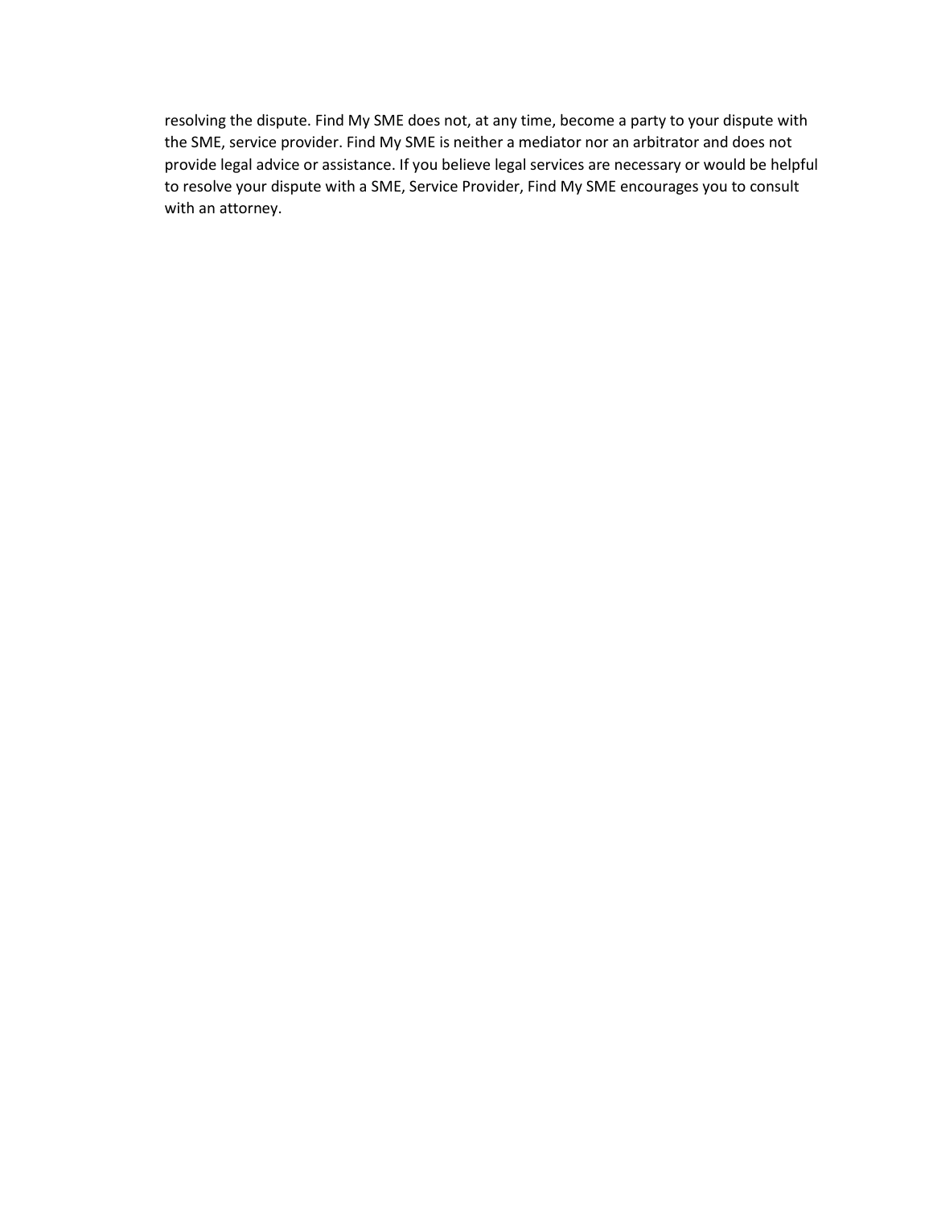resolving the dispute. Find My SME does not, at any time, become a party to your dispute with the SME, service provider. Find My SME is neither a mediator nor an arbitrator and does not provide legal advice or assistance. If you believe legal services are necessary or would be helpful to resolve your dispute with a SME, Service Provider, Find My SME encourages you to consult with an attorney.